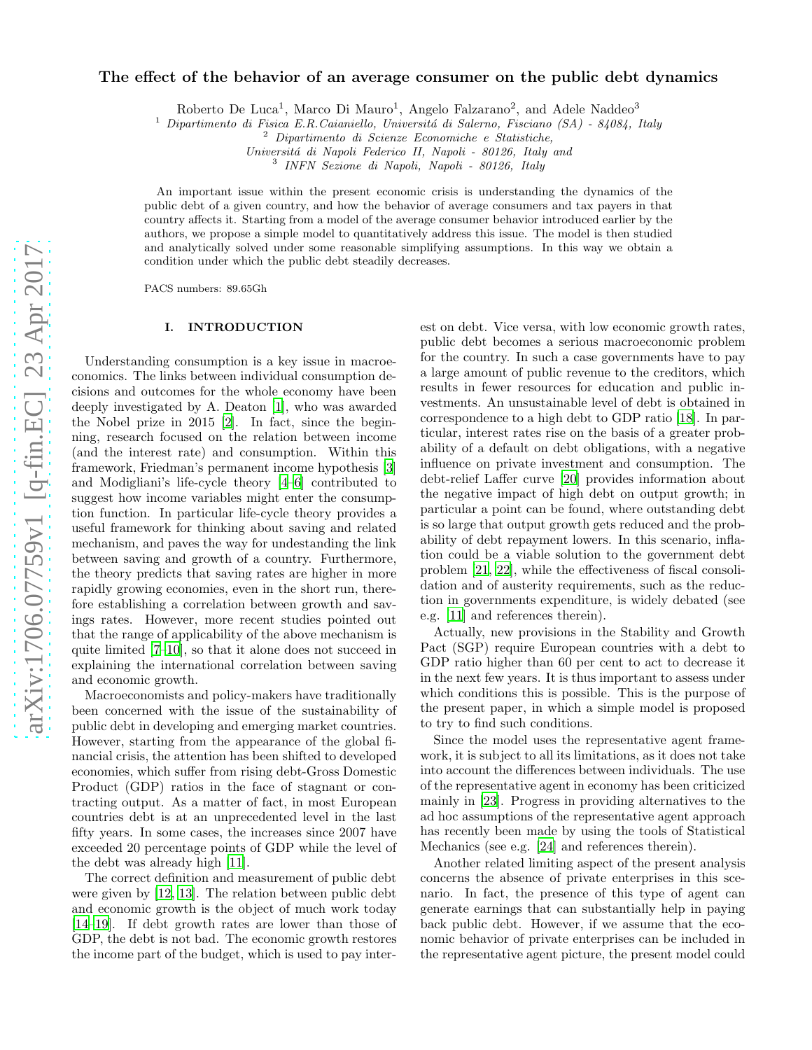# The effect of the behavior of an average consumer on the public debt dynamics

Roberto De Luca[1], Marco Di Mauro[1], Angelo Falzarano[2], and Adele Naddeo[3]

[1] *Dipartimento di Fisica E.R.Caianiello, Universitá di Salerno, Fisciano (SA) - 84084, Italy*
[2] *Dipartimento di Scienze Economiche e Statistiche, Universitá di Napoli Federico II, Napoli - 80126, Italy and*
[3] *INFN Sezione di Napoli, Napoli - 80126, Italy*

An important issue within the present economic crisis is understanding the dynamics of the public debt of a given country, and how the behavior of average consumers and tax payers in that country affects it. Starting from a model of the average consumer behavior introduced earlier by the authors, we propose a simple model to quantitatively address this issue. The model is then studied and analytically solved under some reasonable simplifying assumptions. In this way we obtain a condition under which the public debt steadily decreases.

PACS numbers: 89.65Gh

## I. INTRODUCTION

Understanding consumption is a key issue in macroeconomics. The links between individual consumption decisions and outcomes for the whole economy have been deeply investigated by A. Deaton [1], who was awarded the Nobel prize in 2015 [2]. In fact, since the beginning, research focused on the relation between income (and the interest rate) and consumption. Within this framework, Friedman's permanent income hypothesis [3] and Modigliani's life-cycle theory [4–6] contributed to suggest how income variables might enter the consumption function. In particular life-cycle theory provides a useful framework for thinking about saving and related mechanism, and paves the way for undestanding the link between saving and growth of a country. Furthermore, the theory predicts that saving rates are higher in more rapidly growing economies, even in the short run, therefore establishing a correlation between growth and savings rates. However, more recent studies pointed out that the range of applicability of the above mechanism is quite limited [7–10], so that it alone does not succeed in explaining the international correlation between saving and economic growth.

Macroeconomists and policy-makers have traditionally been concerned with the issue of the sustainability of public debt in developing and emerging market countries. However, starting from the appearance of the global financial crisis, the attention has been shifted to developed economies, which suffer from rising debt-Gross Domestic Product (GDP) ratios in the face of stagnant or contracting output. As a matter of fact, in most European countries debt is at an unprecedented level in the last fifty years. In some cases, the increases since 2007 have exceeded 20 percentage points of GDP while the level of the debt was already high [11].

The correct definition and measurement of public debt were given by [12, 13]. The relation between public debt and economic growth is the object of much work today [14–19]. If debt growth rates are lower than those of GDP, the debt is not bad. The economic growth restores the income part of the budget, which is used to pay interest on debt. Vice versa, with low economic growth rates, public debt becomes a serious macroeconomic problem for the country. In such a case governments have to pay a large amount of public revenue to the creditors, which results in fewer resources for education and public investments. An unsustainable level of debt is obtained in correspondence to a high debt to GDP ratio [18]. In particular, interest rates rise on the basis of a greater probability of a default on debt obligations, with a negative influence on private investment and consumption. The debt-relief Laffer curve [20] provides information about the negative impact of high debt on output growth; in particular a point can be found, where outstanding debt is so large that output growth gets reduced and the probability of debt repayment lowers. In this scenario, inflation could be a viable solution to the government debt problem [21, 22], while the effectiveness of fiscal consolidation and of austerity requirements, such as the reduction in governments expenditure, is widely debated (see e.g. [11] and references therein).

Actually, new provisions in the Stability and Growth Pact (SGP) require European countries with a debt to GDP ratio higher than 60 per cent to act to decrease it in the next few years. It is thus important to assess under which conditions this is possible. This is the purpose of the present paper, in which a simple model is proposed to try to find such conditions.

Since the model uses the representative agent framework, it is subject to all its limitations, as it does not take into account the differences between individuals. The use of the representative agent in economy has been criticized mainly in [23]. Progress in providing alternatives to the ad hoc assumptions of the representative agent approach has recently been made by using the tools of Statistical Mechanics (see e.g. [24] and references therein).

Another related limiting aspect of the present analysis concerns the absence of private enterprises in this scenario. In fact, the presence of this type of agent can generate earnings that can substantially help in paying back public debt. However, if we assume that the economic behavior of private enterprises can be included in the representative agent picture, the present model could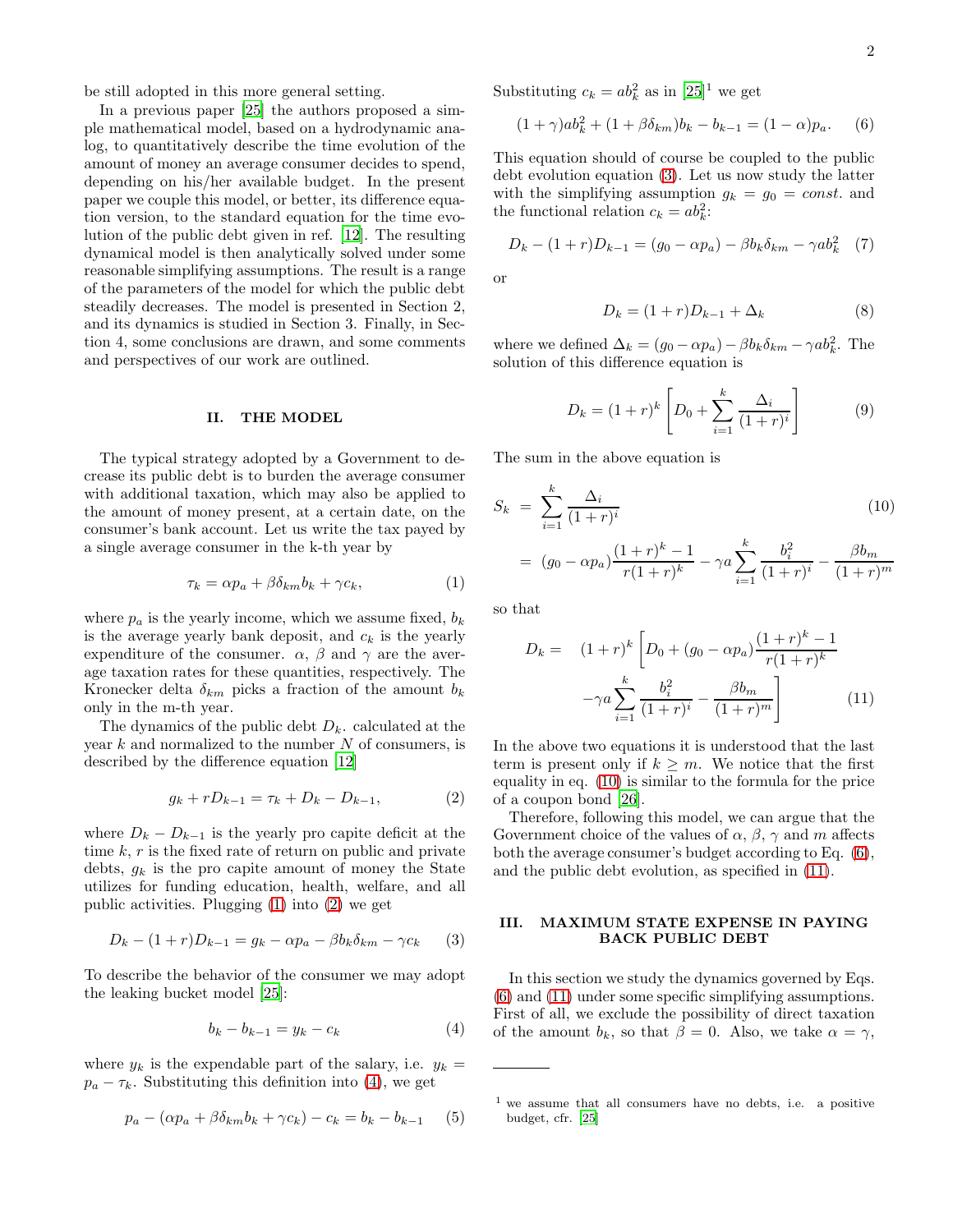be still adopted in this more general setting.

In a previous paper [25] the authors proposed a simple mathematical model, based on a hydrodynamic analog, to quantitatively describe the time evolution of the amount of money an average consumer decides to spend, depending on his/her available budget. In the present paper we couple this model, or better, its difference equation version, to the standard equation for the time evolution of the public debt given in ref. [12]. The resulting dynamical model is then analytically solved under some reasonable simplifying assumptions. The result is a range of the parameters of the model for which the public debt steadily decreases. The model is presented in Section 2, and its dynamics is studied in Section 3. Finally, in Section 4, some conclusions are drawn, and some comments and perspectives of our work are outlined.

## II. THE MODEL

The typical strategy adopted by a Government to decrease its public debt is to burden the average consumer with additional taxation, which may also be applied to the amount of money present, at a certain date, on the consumer's bank account. Let us write the tax payed by a single average consumer in the k-th year by

$$\tau_k = \alpha p_a + \beta \delta_{km} b_k + \gamma c_k, \tag{1}$$

where $p_a$ is the yearly income, which we assume fixed, $b_k$ is the average yearly bank deposit, and $c_k$ is the yearly expenditure of the consumer. $\alpha$, $\beta$ and $\gamma$ are the average taxation rates for these quantities, respectively. The Kronecker delta $\delta_{km}$ picks a fraction of the amount $b_k$ only in the m-th year.

The dynamics of the public debt $D_k$. calculated at the year $k$ and normalized to the number $N$ of consumers, is described by the difference equation [12]

$$g_k + rD_{k-1} = \tau_k + D_k - D_{k-1}, \tag{2}$$

where $D_k - D_{k-1}$ is the yearly pro capite deficit at the time $k$, $r$ is the fixed rate of return on public and private debts, $g_k$ is the pro capite amount of money the State utilizes for funding education, health, welfare, and all public activities. Plugging (1) into (2) we get

$$D_k - (1+r)D_{k-1} = g_k - \alpha p_a - \beta b_k \delta_{km} - \gamma c_k \tag{3}$$

To describe the behavior of the consumer we may adopt the leaking bucket model [25]:

$$b_k - b_{k-1} = y_k - c_k \tag{4}$$

where $y_k$ is the expendable part of the salary, i.e. $y_k = p_a - \tau_k$. Substituting this definition into (4), we get

$$p_a - (\alpha p_a + \beta \delta_{km} b_k + \gamma c_k) - c_k = b_k - b_{k-1} \tag{5}$$

Substituting $c_k = a b_k^2$ as in [25][1] we get

$$(1+\gamma) a b_k^2 + (1 + \beta \delta_{km}) b_k - b_{k-1} = (1-\alpha) p_a. \tag{6}$$

This equation should of course be coupled to the public debt evolution equation (3). Let us now study the latter with the simplifying assumption $g_k = g_0 = const.$ and the functional relation $c_k = a b_k^2$:

$$D_k - (1+r)D_{k-1} = (g_0 - \alpha p_a) - \beta b_k \delta_{km} - \gamma a b_k^2 \tag{7}$$

or

$$D_k = (1+r)D_{k-1} + \Delta_k \tag{8}$$

where we defined $\Delta_k = (g_0 - \alpha p_a) - \beta b_k \delta_{km} - \gamma a b_k^2$. The solution of this difference equation is

$$D_k = (1+r)^k \left[ D_0 + \sum_{i=1}^{k} \frac{\Delta_i}{(1+r)^i} \right] \tag{9}$$

The sum in the above equation is

$$\begin{aligned} S_k &= \sum_{i=1}^{k} \frac{\Delta_i}{(1+r)^i} \qquad (10) \\ &= (g_0 - \alpha p_a) \frac{(1+r)^k - 1}{r(1+r)^k} - \gamma a \sum_{i=1}^{k} \frac{b_i^2}{(1+r)^i} - \frac{\beta b_m}{(1+r)^m} \end{aligned}$$

so that

$$\begin{aligned} D_k = \quad & (1+r)^k \left[ D_0 + (g_0 - \alpha p_a) \frac{(1+r)^k - 1}{r(1+r)^k} \right. \\ & \left. - \gamma a \sum_{i=1}^{k} \frac{b_i^2}{(1+r)^i} - \frac{\beta b_m}{(1+r)^m} \right] \qquad (11) \end{aligned}$$

In the above two equations it is understood that the last term is present only if $k \geq m$. We notice that the first equality in eq. (10) is similar to the formula for the price of a coupon bond [26].

Therefore, following this model, we can argue that the Government choice of the values of $\alpha$, $\beta$, $\gamma$ and $m$ affects both the average consumer's budget according to Eq. (6), and the public debt evolution, as specified in (11).

## III. MAXIMUM STATE EXPENSE IN PAYING BACK PUBLIC DEBT

In this section we study the dynamics governed by Eqs. (6) and (11) under some specific simplifying assumptions. First of all, we exclude the possibility of direct taxation of the amount $b_k$, so that $\beta = 0$. Also, we take $\alpha = \gamma$,

---

[1] we assume that all consumers have no debts, i.e. a positive budget, cfr. [25]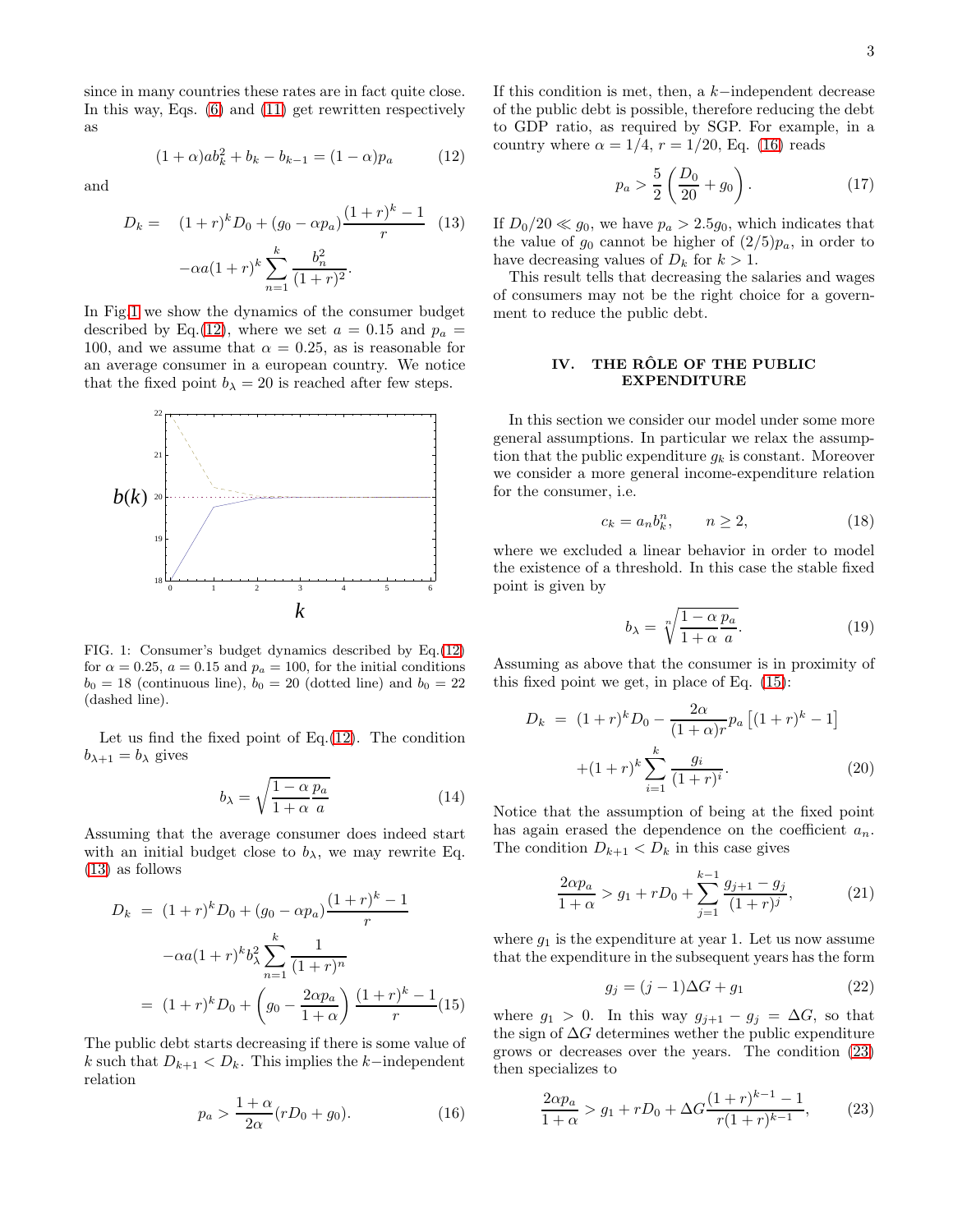since in many countries these rates are in fact quite close. In this way, Eqs. (6) and (11) get rewritten respectively as

$$(1+\alpha)ab_k^2 + b_k - b_{k-1} = (1-\alpha)p_a \tag{12}$$

and

$$\begin{aligned} D_k = \quad & (1+r)^k D_0 + (g_0 - \alpha p_a)\frac{(1+r)^k - 1}{r} \\ & -\alpha a (1+r)^k \sum_{n=1}^{k} \frac{b_n^2}{(1+r)^2}. \end{aligned} \tag{13}$$

In Fig.1 we show the dynamics of the consumer budget described by Eq.(12), where we set $a = 0.15$ and $p_a = 100$, and we assume that $\alpha = 0.25$, as is reasonable for an average consumer in a european country. We notice that the fixed point $b_\lambda = 20$ is reached after few steps.

FIG. 1: Consumer's budget dynamics described by Eq.(12) for $\alpha = 0.25$, $a = 0.15$ and $p_a = 100$, for the initial conditions $b_0 = 18$ (continuous line), $b_0 = 20$ (dotted line) and $b_0 = 22$ (dashed line).

Let us find the fixed point of Eq.(12). The condition $b_{\lambda+1} = b_\lambda$ gives

$$b_\lambda = \sqrt{\frac{1-\alpha}{1+\alpha}\frac{p_a}{a}} \tag{14}$$

Assuming that the average consumer does indeed start with an initial budget close to $b_\lambda$, we may rewrite Eq. (13) as follows

$$\begin{aligned} D_k &= (1+r)^k D_0 + (g_0 - \alpha p_a)\frac{(1+r)^k - 1}{r} \\ &\quad -\alpha a (1+r)^k b_\lambda^2 \sum_{n=1}^{k} \frac{1}{(1+r)^n} \\ &= (1+r)^k D_0 + \left(g_0 - \frac{2\alpha p_a}{1+\alpha}\right)\frac{(1+r)^k - 1}{r} \end{aligned} \tag{15}$$

The public debt starts decreasing if there is some value of $k$ such that $D_{k+1} < D_k$. This implies the $k-$independent relation

$$p_a > \frac{1+\alpha}{2\alpha}(rD_0 + g_0). \tag{16}$$

If this condition is met, then, a $k-$independent decrease of the public debt is possible, therefore reducing the debt to GDP ratio, as required by SGP. For example, in a country where $\alpha = 1/4$, $r = 1/20$, Eq. (16) reads

$$p_a > \frac{5}{2}\left(\frac{D_0}{20} + g_0\right). \tag{17}$$

If $D_0/20 \ll g_0$, we have $p_a > 2.5 g_0$, which indicates that the value of $g_0$ cannot be higher of $(2/5)p_a$, in order to have decreasing values of $D_k$ for $k > 1$.

This result tells that decreasing the salaries and wages of consumers may not be the right choice for a government to reduce the public debt.

## IV. THE RÔLE OF THE PUBLIC EXPENDITURE

In this section we consider our model under some more general assumptions. In particular we relax the assumption that the public expenditure $g_k$ is constant. Moreover we consider a more general income-expenditure relation for the consumer, i.e.

$$c_k = a_n b_k^n, \qquad n \geq 2, \tag{18}$$

where we excluded a linear behavior in order to model the existence of a threshold. In this case the stable fixed point is given by

$$b_\lambda = \sqrt[n]{\frac{1-\alpha}{1+\alpha}\frac{p_a}{a}}. \tag{19}$$

Assuming as above that the consumer is in proximity of this fixed point we get, in place of Eq. (15):

$$\begin{aligned} D_k &= (1+r)^k D_0 - \frac{2\alpha}{(1+\alpha)r}p_a\left[(1+r)^k - 1\right] \\ &\quad + (1+r)^k \sum_{i=1}^{k} \frac{g_i}{(1+r)^i}. \end{aligned} \tag{20}$$

Notice that the assumption of being at the fixed point has again erased the dependence on the coefficient $a_n$. The condition $D_{k+1} < D_k$ in this case gives

$$\frac{2\alpha p_a}{1+\alpha} > g_1 + rD_0 + \sum_{j=1}^{k-1} \frac{g_{j+1} - g_j}{(1+r)^j}, \tag{21}$$

where $g_1$ is the expenditure at year 1. Let us now assume that the expenditure in the subsequent years has the form

$$g_j = (j-1)\Delta G + g_1 \tag{22}$$

where $g_1 > 0$. In this way $g_{j+1} - g_j = \Delta G$, so that the sign of $\Delta G$ determines wether the public expenditure grows or decreases over the years. The condition (23) then specializes to

$$\frac{2\alpha p_a}{1+\alpha} > g_1 + rD_0 + \Delta G \frac{(1+r)^{k-1} - 1}{r(1+r)^{k-1}}, \tag{23}$$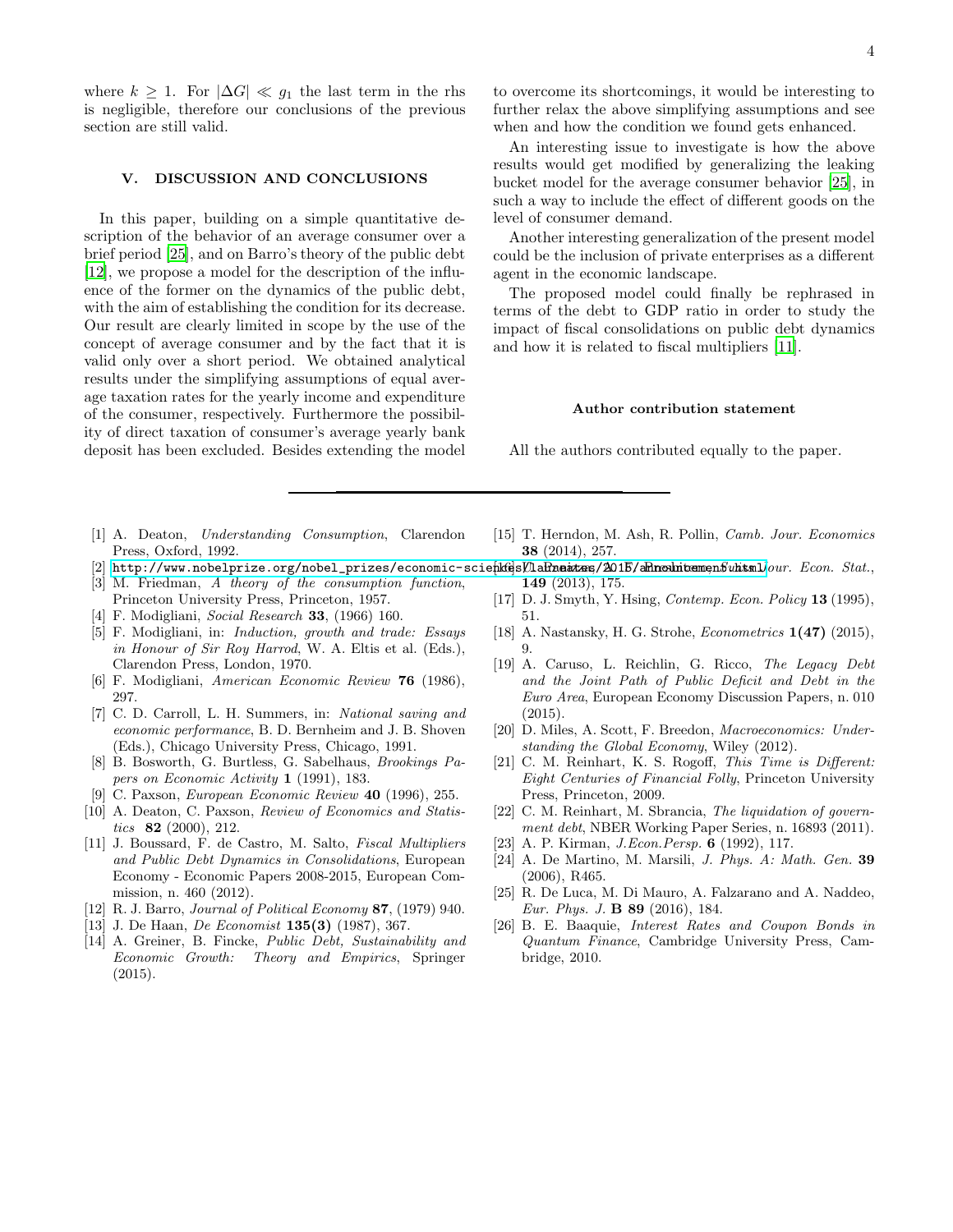where $k \geq 1$. For $|\Delta G| \ll g_1$ the last term in the rhs is negligible, therefore our conclusions of the previous section are still valid.

## V. DISCUSSION AND CONCLUSIONS

In this paper, building on a simple quantitative description of the behavior of an average consumer over a brief period [25], and on Barro's theory of the public debt [12], we propose a model for the description of the influence of the former on the dynamics of the public debt, with the aim of establishing the condition for its decrease. Our result are clearly limited in scope by the use of the concept of average consumer and by the fact that it is valid only over a short period. We obtained analytical results under the simplifying assumptions of equal average taxation rates for the yearly income and expenditure of the consumer, respectively. Furthermore the possibility of direct taxation of consumer's average yearly bank deposit has been excluded. Besides extending the model to overcome its shortcomings, it would be interesting to further relax the above simplifying assumptions and see when and how the condition we found gets enhanced.

An interesting issue to investigate is how the above results would get modified by generalizing the leaking bucket model for the average consumer behavior [25], in such a way to include the effect of different goods on the level of consumer demand.

Another interesting generalization of the present model could be the inclusion of private enterprises as a different agent in the economic landscape.

The proposed model could finally be rephrased in terms of the debt to GDP ratio in order to study the impact of fiscal consolidations on public debt dynamics and how it is related to fiscal multipliers [11].

### Author contribution statement

All the authors contributed equally to the paper.

---

[1] A. Deaton, *Understanding Consumption*, Clarendon Press, Oxford, 1992.

[2] http://www.nobelprize.org/nobel_prizes/economic-sciences/laureates/2015/announcement.html

[3] M. Friedman, *A theory of the consumption function*, Princeton University Press, Princeton, 1957.

[4] F. Modigliani, *Social Research* **33**, (1966) 160.

[5] F. Modigliani, in: *Induction, growth and trade: Essays in Honour of Sir Roy Harrod*, W. A. Eltis et al. (Eds.), Clarendon Press, London, 1970.

[6] F. Modigliani, *American Economic Review* **76** (1986), 297.

[7] C. D. Carroll, L. H. Summers, in: *National saving and economic performance*, B. D. Bernheim and J. B. Shoven (Eds.), Chicago University Press, Chicago, 1991.

[8] B. Bosworth, G. Burtless, G. Sabelhaus, *Brookings Papers on Economic Activity* **1** (1991), 183.

[9] C. Paxson, *European Economic Review* **40** (1996), 255.

[10] A. Deaton, C. Paxson, *Review of Economics and Statistics* **82** (2000), 212.

[11] J. Boussard, F. de Castro, M. Salto, *Fiscal Multipliers and Public Debt Dynamics in Consolidations*, European Economy - Economic Papers 2008-2015, European Commission, n. 460 (2012).

[12] R. J. Barro, *Journal of Political Economy* **87**, (1979) 940.

[13] J. De Haan, *De Economist* **135(3)** (1987), 367.

[14] A. Greiner, B. Fincke, *Public Debt, Sustainability and Economic Growth: Theory and Empirics*, Springer (2015).

[15] T. Herndon, M. Ash, R. Pollin, *Camb. Jour. Economics* **38** (2014), 257.

[16] V. Pareixas, F. Pinelli, Ruhl, *Jour. Econ. Stat.*, **149** (2013), 175.

[17] D. J. Smyth, Y. Hsing, *Contemp. Econ. Policy* **13** (1995), 51.

[18] A. Nastansky, H. G. Strohe, *Econometrics* **1(47)** (2015), 9.

[19] A. Caruso, L. Reichlin, G. Ricco, *The Legacy Debt and the Joint Path of Public Deficit and Debt in the Euro Area*, European Economy Discussion Papers, n. 010 (2015).

[20] D. Miles, A. Scott, F. Breedon, *Macroeconomics: Understanding the Global Economy*, Wiley (2012).

[21] C. M. Reinhart, K. S. Rogoff, *This Time is Different: Eight Centuries of Financial Folly*, Princeton University Press, Princeton, 2009.

[22] C. M. Reinhart, M. Sbrancia, *The liquidation of government debt*, NBER Working Paper Series, n. 16893 (2011).

[23] A. P. Kirman, *J.Econ.Persp.* **6** (1992), 117.

[24] A. De Martino, M. Marsili, *J. Phys. A: Math. Gen.* **39** (2006), R465.

[25] R. De Luca, M. Di Mauro, A. Falzarano and A. Naddeo, *Eur. Phys. J.* **B 89** (2016), 184.

[26] B. E. Baaquie, *Interest Rates and Coupon Bonds in Quantum Finance*, Cambridge University Press, Cambridge, 2010.